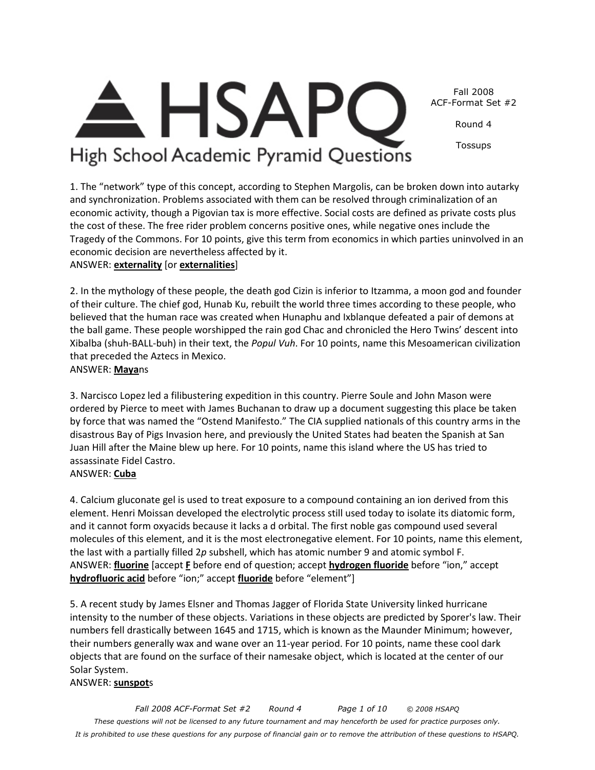# HSAPQ High School Academic Pyramid Questions

Fall 2008
ACF-Format Set #2

Round 4

Tossups

1. The "network" type of this concept, according to Stephen Margolis, can be broken down into autarky and synchronization. Problems associated with them can be resolved through criminalization of an economic activity, though a Pigovian tax is more effective. Social costs are defined as private costs plus the cost of these. The free rider problem concerns positive ones, while negative ones include the Tragedy of the Commons. For 10 points, give this term from economics in which parties uninvolved in an economic decision are nevertheless affected by it.
ANSWER: **externality** [or **externalities**]

2. In the mythology of these people, the death god Cizin is inferior to Itzamma, a moon god and founder of their culture. The chief god, Hunab Ku, rebuilt the world three times according to these people, who believed that the human race was created when Hunaphu and Ixblanque defeated a pair of demons at the ball game. These people worshipped the rain god Chac and chronicled the Hero Twins' descent into Xibalba (shuh-BALL-buh) in their text, the *Popul Vuh*. For 10 points, name this Mesoamerican civilization that preceded the Aztecs in Mexico.
ANSWER: **Maya**ns

3. Narcisco Lopez led a filibustering expedition in this country. Pierre Soule and John Mason were ordered by Pierce to meet with James Buchanan to draw up a document suggesting this place be taken by force that was named the "Ostend Manifesto." The CIA supplied nationals of this country arms in the disastrous Bay of Pigs Invasion here, and previously the United States had beaten the Spanish at San Juan Hill after the Maine blew up here. For 10 points, name this island where the US has tried to assassinate Fidel Castro.
ANSWER: **Cuba**

4. Calcium gluconate gel is used to treat exposure to a compound containing an ion derived from this element. Henri Moissan developed the electrolytic process still used today to isolate its diatomic form, and it cannot form oxyacids because it lacks a d orbital. The first noble gas compound used several molecules of this element, and it is the most electronegative element. For 10 points, name this element, the last with a partially filled 2*p* subshell, which has atomic number 9 and atomic symbol F.
ANSWER: **fluorine** [accept **F** before end of question; accept **hydrogen fluoride** before "ion," accept **hydrofluoric acid** before "ion;" accept **fluoride** before "element"]

5. A recent study by James Elsner and Thomas Jagger of Florida State University linked hurricane intensity to the number of these objects. Variations in these objects are predicted by Sporer's law. Their numbers fell drastically between 1645 and 1715, which is known as the Maunder Minimum; however, their numbers generally wax and wane over an 11-year period. For 10 points, name these cool dark objects that are found on the surface of their namesake object, which is located at the center of our Solar System.
ANSWER: **sunspot**s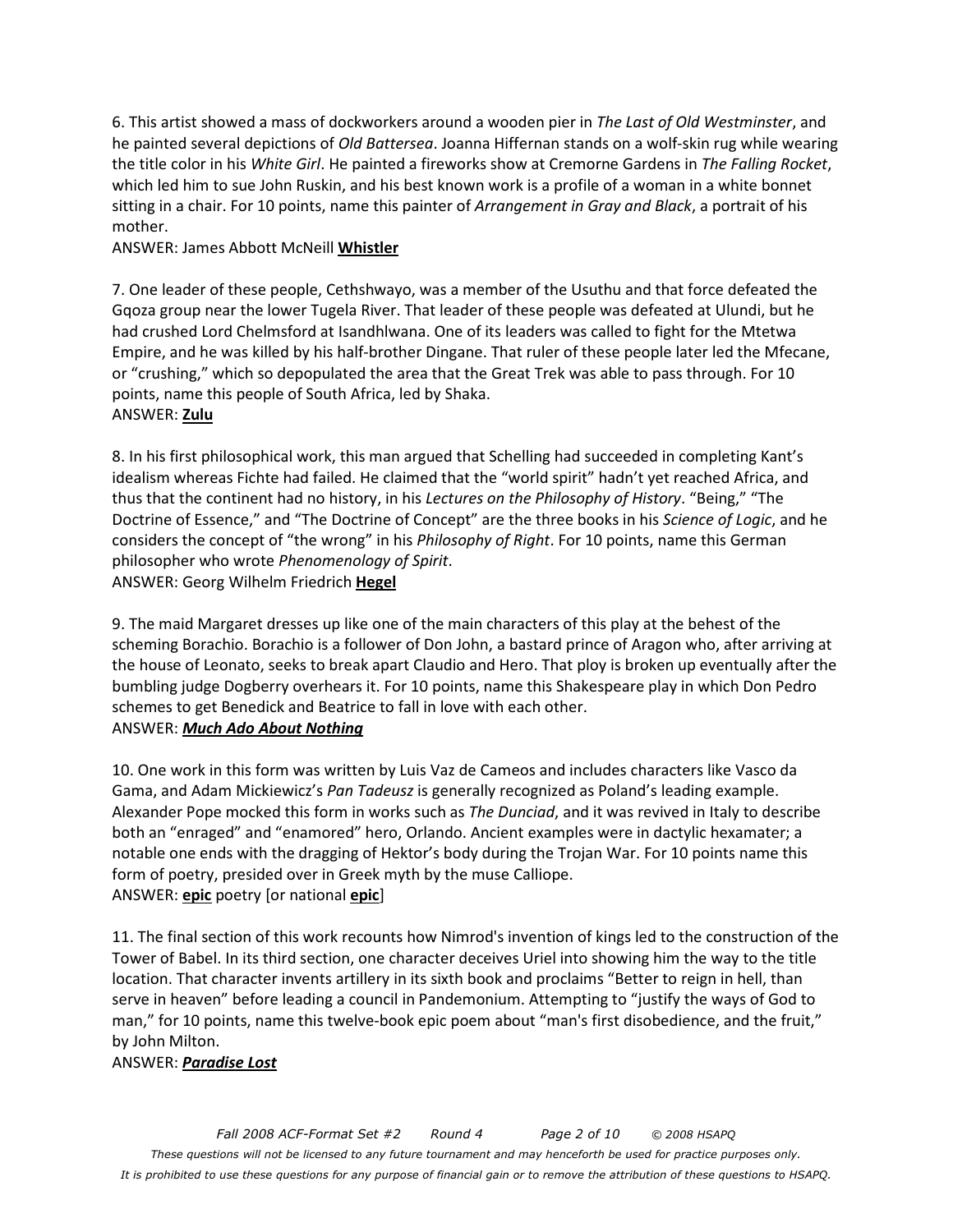6. This artist showed a mass of dockworkers around a wooden pier in *The Last of Old Westminster*, and he painted several depictions of *Old Battersea*. Joanna Hiffernan stands on a wolf-skin rug while wearing the title color in his *White Girl*. He painted a fireworks show at Cremorne Gardens in *The Falling Rocket*, which led him to sue John Ruskin, and his best known work is a profile of a woman in a white bonnet sitting in a chair. For 10 points, name this painter of *Arrangement in Gray and Black*, a portrait of his mother.
ANSWER: James Abbott McNeill **Whistler**

7. One leader of these people, Cethshwayo, was a member of the Usuthu and that force defeated the Gqoza group near the lower Tugela River. That leader of these people was defeated at Ulundi, but he had crushed Lord Chelmsford at Isandhlwana. One of its leaders was called to fight for the Mtetwa Empire, and he was killed by his half-brother Dingane. That ruler of these people later led the Mfecane, or "crushing," which so depopulated the area that the Great Trek was able to pass through. For 10 points, name this people of South Africa, led by Shaka.
ANSWER: **Zulu**

8. In his first philosophical work, this man argued that Schelling had succeeded in completing Kant's idealism whereas Fichte had failed. He claimed that the "world spirit" hadn't yet reached Africa, and thus that the continent had no history, in his *Lectures on the Philosophy of History*. "Being," "The Doctrine of Essence," and "The Doctrine of Concept" are the three books in his *Science of Logic*, and he considers the concept of "the wrong" in his *Philosophy of Right*. For 10 points, name this German philosopher who wrote *Phenomenology of Spirit*.
ANSWER: Georg Wilhelm Friedrich **Hegel**

9. The maid Margaret dresses up like one of the main characters of this play at the behest of the scheming Borachio. Borachio is a follower of Don John, a bastard prince of Aragon who, after arriving at the house of Leonato, seeks to break apart Claudio and Hero. That ploy is broken up eventually after the bumbling judge Dogberry overhears it. For 10 points, name this Shakespeare play in which Don Pedro schemes to get Benedick and Beatrice to fall in love with each other.
ANSWER: ***Much Ado About Nothing***

10. One work in this form was written by Luis Vaz de Cameos and includes characters like Vasco da Gama, and Adam Mickiewicz's *Pan Tadeusz* is generally recognized as Poland's leading example. Alexander Pope mocked this form in works such as *The Dunciad*, and it was revived in Italy to describe both an "enraged" and "enamored" hero, Orlando. Ancient examples were in dactylic hexamater; a notable one ends with the dragging of Hektor's body during the Trojan War. For 10 points name this form of poetry, presided over in Greek myth by the muse Calliope.
ANSWER: **epic** poetry [or national **epic**]

11. The final section of this work recounts how Nimrod's invention of kings led to the construction of the Tower of Babel. In its third section, one character deceives Uriel into showing him the way to the title location. That character invents artillery in its sixth book and proclaims "Better to reign in hell, than serve in heaven" before leading a council in Pandemonium. Attempting to "justify the ways of God to man," for 10 points, name this twelve-book epic poem about "man's first disobedience, and the fruit," by John Milton.
ANSWER: ***Paradise Lost***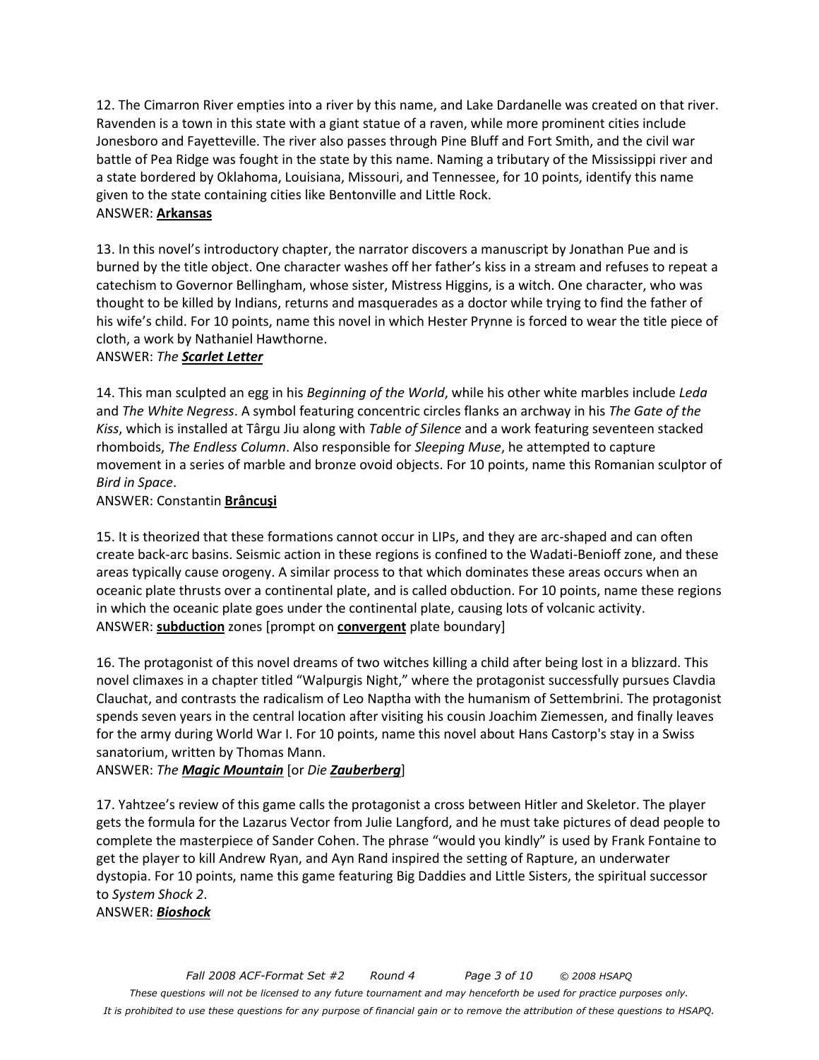12. The Cimarron River empties into a river by this name, and Lake Dardanelle was created on that river. Ravenden is a town in this state with a giant statue of a raven, while more prominent cities include Jonesboro and Fayetteville. The river also passes through Pine Bluff and Fort Smith, and the civil war battle of Pea Ridge was fought in the state by this name. Naming a tributary of the Mississippi river and a state bordered by Oklahoma, Louisiana, Missouri, and Tennessee, for 10 points, identify this name given to the state containing cities like Bentonville and Little Rock.
ANSWER: **Arkansas**

13. In this novel's introductory chapter, the narrator discovers a manuscript by Jonathan Pue and is burned by the title object. One character washes off her father's kiss in a stream and refuses to repeat a catechism to Governor Bellingham, whose sister, Mistress Higgins, is a witch. One character, who was thought to be killed by Indians, returns and masquerades as a doctor while trying to find the father of his wife's child. For 10 points, name this novel in which Hester Prynne is forced to wear the title piece of cloth, a work by Nathaniel Hawthorne.
ANSWER: *The* ***Scarlet Letter***

14. This man sculpted an egg in his *Beginning of the World*, while his other white marbles include *Leda* and *The White Negress*. A symbol featuring concentric circles flanks an archway in his *The Gate of the Kiss*, which is installed at Târgu Jiu along with *Table of Silence* and a work featuring seventeen stacked rhomboids, *The Endless Column*. Also responsible for *Sleeping Muse*, he attempted to capture movement in a series of marble and bronze ovoid objects. For 10 points, name this Romanian sculptor of *Bird in Space*.
ANSWER: Constantin **Brâncuşi**

15. It is theorized that these formations cannot occur in LIPs, and they are arc-shaped and can often create back-arc basins. Seismic action in these regions is confined to the Wadati-Benioff zone, and these areas typically cause orogeny. A similar process to that which dominates these areas occurs when an oceanic plate thrusts over a continental plate, and is called obduction. For 10 points, name these regions in which the oceanic plate goes under the continental plate, causing lots of volcanic activity.
ANSWER: **subduction** zones [prompt on **convergent** plate boundary]

16. The protagonist of this novel dreams of two witches killing a child after being lost in a blizzard. This novel climaxes in a chapter titled "Walpurgis Night," where the protagonist successfully pursues Clavdia Clauchat, and contrasts the radicalism of Leo Naptha with the humanism of Settembrini. The protagonist spends seven years in the central location after visiting his cousin Joachim Ziemessen, and finally leaves for the army during World War I. For 10 points, name this novel about Hans Castorp's stay in a Swiss sanatorium, written by Thomas Mann.
ANSWER: *The* ***Magic Mountain*** [or *Die* ***Zauberberg***]

17. Yahtzee's review of this game calls the protagonist a cross between Hitler and Skeletor. The player gets the formula for the Lazarus Vector from Julie Langford, and he must take pictures of dead people to complete the masterpiece of Sander Cohen. The phrase "would you kindly" is used by Frank Fontaine to get the player to kill Andrew Ryan, and Ayn Rand inspired the setting of Rapture, an underwater dystopia. For 10 points, name this game featuring Big Daddies and Little Sisters, the spiritual successor to *System Shock 2*.
ANSWER: ***Bioshock***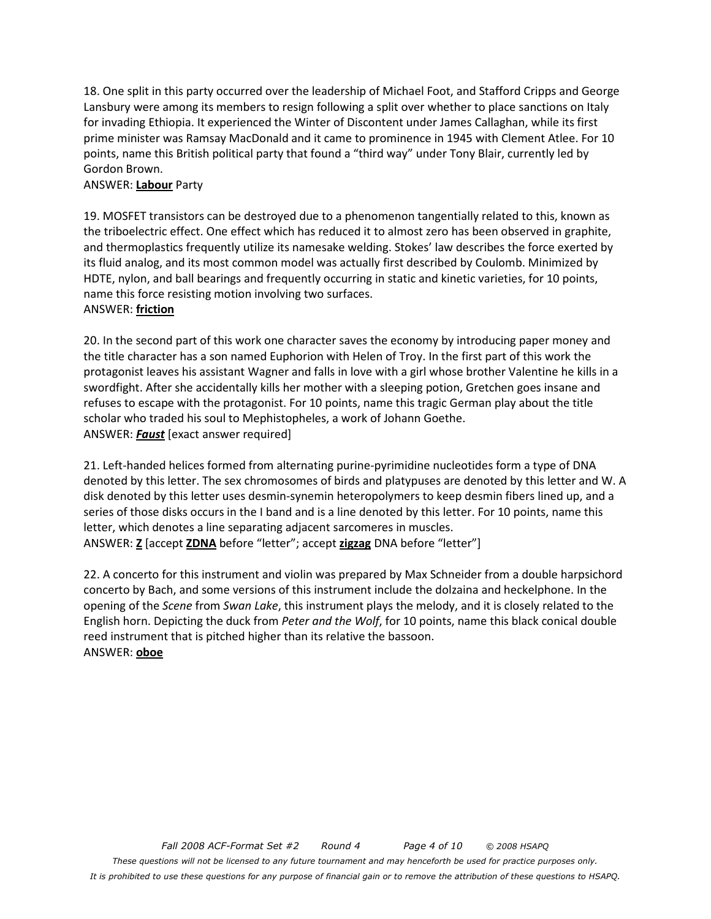18. One split in this party occurred over the leadership of Michael Foot, and Stafford Cripps and George Lansbury were among its members to resign following a split over whether to place sanctions on Italy for invading Ethiopia. It experienced the Winter of Discontent under James Callaghan, while its first prime minister was Ramsay MacDonald and it came to prominence in 1945 with Clement Atlee. For 10 points, name this British political party that found a "third way" under Tony Blair, currently led by Gordon Brown.
ANSWER: **Labour** Party

19. MOSFET transistors can be destroyed due to a phenomenon tangentially related to this, known as the triboelectric effect. One effect which has reduced it to almost zero has been observed in graphite, and thermoplastics frequently utilize its namesake welding. Stokes' law describes the force exerted by its fluid analog, and its most common model was actually first described by Coulomb. Minimized by HDTE, nylon, and ball bearings and frequently occurring in static and kinetic varieties, for 10 points, name this force resisting motion involving two surfaces.
ANSWER: **friction**

20. In the second part of this work one character saves the economy by introducing paper money and the title character has a son named Euphorion with Helen of Troy. In the first part of this work the protagonist leaves his assistant Wagner and falls in love with a girl whose brother Valentine he kills in a swordfight. After she accidentally kills her mother with a sleeping potion, Gretchen goes insane and refuses to escape with the protagonist. For 10 points, name this tragic German play about the title scholar who traded his soul to Mephistopheles, a work of Johann Goethe.
ANSWER: ***Faust*** [exact answer required]

21. Left-handed helices formed from alternating purine-pyrimidine nucleotides form a type of DNA denoted by this letter. The sex chromosomes of birds and platypuses are denoted by this letter and W. A disk denoted by this letter uses desmin-synemin heteropolymers to keep desmin fibers lined up, and a series of those disks occurs in the I band and is a line denoted by this letter. For 10 points, name this letter, which denotes a line separating adjacent sarcomeres in muscles.
ANSWER: **Z** [accept **ZDNA** before "letter"; accept **zigzag** DNA before "letter"]

22. A concerto for this instrument and violin was prepared by Max Schneider from a double harpsichord concerto by Bach, and some versions of this instrument include the dolzaina and heckelphone. In the opening of the *Scene* from *Swan Lake*, this instrument plays the melody, and it is closely related to the English horn. Depicting the duck from *Peter and the Wolf*, for 10 points, name this black conical double reed instrument that is pitched higher than its relative the bassoon.
ANSWER: **oboe**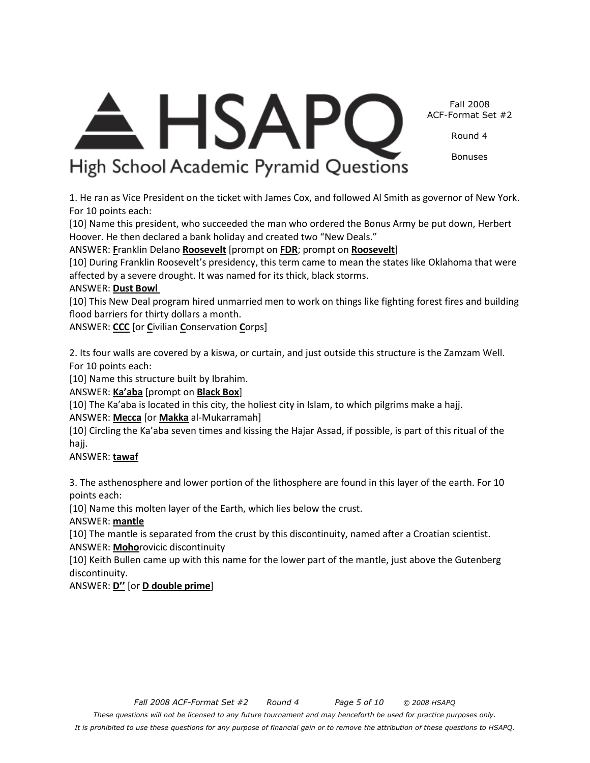1. He ran as Vice President on the ticket with James Cox, and followed Al Smith as governor of New York. For 10 points each:

[10] Name this president, who succeeded the man who ordered the Bonus Army be put down, Herbert Hoover. He then declared a bank holiday and created two "New Deals."

ANSWER: **F**ranklin Delano **Roosevelt** [prompt on **FDR**; prompt on **Roosevelt**]

[10] During Franklin Roosevelt's presidency, this term came to mean the states like Oklahoma that were affected by a severe drought. It was named for its thick, black storms.

ANSWER: **Dust Bowl**

[10] This New Deal program hired unmarried men to work on things like fighting forest fires and building flood barriers for thirty dollars a month.

ANSWER: **CCC** [or **C**ivilian **C**onservation **C**orps]

2. Its four walls are covered by a kiswa, or curtain, and just outside this structure is the Zamzam Well. For 10 points each:

[10] Name this structure built by Ibrahim.

ANSWER: **Ka'aba** [prompt on **Black Box**]

[10] The Ka'aba is located in this city, the holiest city in Islam, to which pilgrims make a hajj.

ANSWER: **Mecca** [or **Makka** al-Mukarramah]

[10] Circling the Ka'aba seven times and kissing the Hajar Assad, if possible, is part of this ritual of the hajj.

ANSWER: **tawaf**

3. The asthenosphere and lower portion of the lithosphere are found in this layer of the earth. For 10 points each:

[10] Name this molten layer of the Earth, which lies below the crust.

ANSWER: **mantle**

[10] The mantle is separated from the crust by this discontinuity, named after a Croatian scientist.

ANSWER: **Moho**rovicic discontinuity

[10] Keith Bullen came up with this name for the lower part of the mantle, just above the Gutenberg discontinuity.

ANSWER: **D''** [or **D double prime**]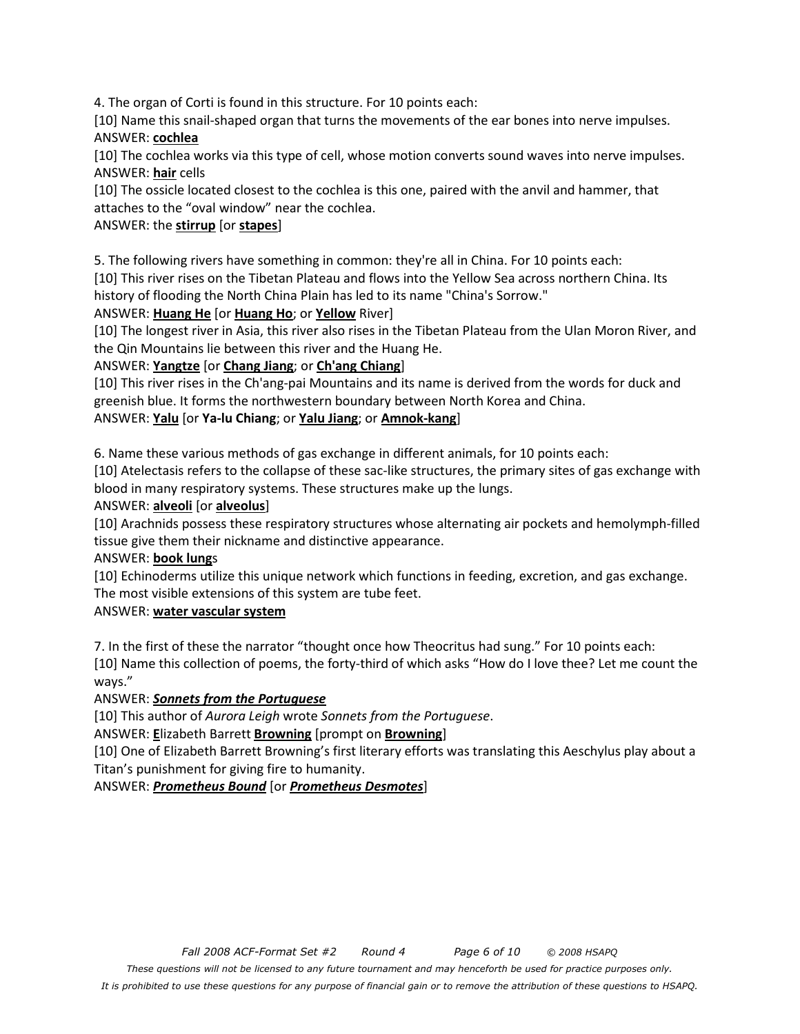4. The organ of Corti is found in this structure. For 10 points each:

[10] Name this snail-shaped organ that turns the movements of the ear bones into nerve impulses.

ANSWER: **cochlea**

[10] The cochlea works via this type of cell, whose motion converts sound waves into nerve impulses.

ANSWER: **hair** cells

[10] The ossicle located closest to the cochlea is this one, paired with the anvil and hammer, that attaches to the "oval window" near the cochlea.

ANSWER: the **stirrup** [or **stapes**]

5. The following rivers have something in common: they're all in China. For 10 points each:

[10] This river rises on the Tibetan Plateau and flows into the Yellow Sea across northern China. Its history of flooding the North China Plain has led to its name "China's Sorrow."

ANSWER: **Huang He** [or **Huang Ho**; or **Yellow** River]

[10] The longest river in Asia, this river also rises in the Tibetan Plateau from the Ulan Moron River, and the Qin Mountains lie between this river and the Huang He.

ANSWER: **Yangtze** [or **Chang Jiang**; or **Ch'ang Chiang**]

[10] This river rises in the Ch'ang-pai Mountains and its name is derived from the words for duck and greenish blue. It forms the northwestern boundary between North Korea and China.

ANSWER: **Yalu** [or **Ya-lu Chiang**; or **Yalu Jiang**; or **Amnok-kang**]

6. Name these various methods of gas exchange in different animals, for 10 points each:

[10] Atelectasis refers to the collapse of these sac-like structures, the primary sites of gas exchange with blood in many respiratory systems. These structures make up the lungs.

ANSWER: **alveoli** [or **alveolus**]

[10] Arachnids possess these respiratory structures whose alternating air pockets and hemolymph-filled tissue give them their nickname and distinctive appearance.

ANSWER: **book lung**s

[10] Echinoderms utilize this unique network which functions in feeding, excretion, and gas exchange. The most visible extensions of this system are tube feet.

ANSWER: **water vascular system**

7. In the first of these the narrator "thought once how Theocritus had sung." For 10 points each:

[10] Name this collection of poems, the forty-third of which asks "How do I love thee? Let me count the ways."

ANSWER: ***Sonnets from the Portuguese***

[10] This author of *Aurora Leigh* wrote *Sonnets from the Portuguese*.

ANSWER: **E**lizabeth Barrett **Browning** [prompt on **Browning**]

[10] One of Elizabeth Barrett Browning's first literary efforts was translating this Aeschylus play about a Titan's punishment for giving fire to humanity.

ANSWER: ***Prometheus Bound*** [or ***Prometheus Desmotes***]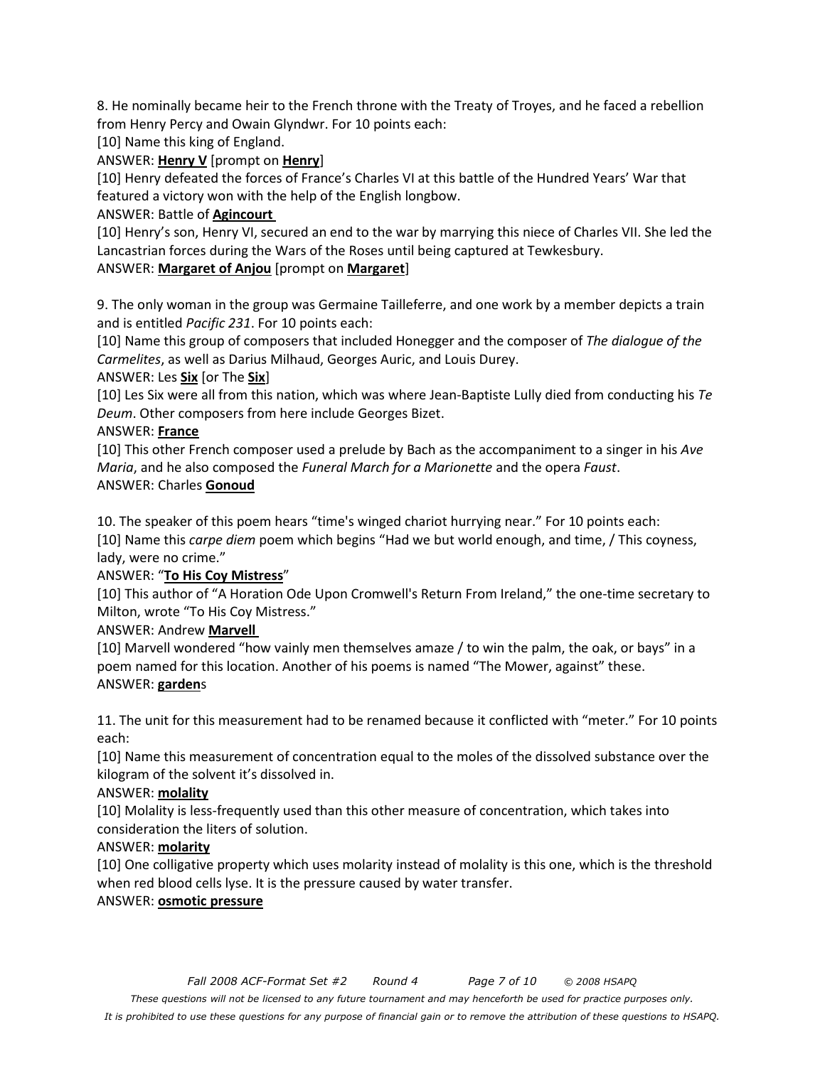8. He nominally became heir to the French throne with the Treaty of Troyes, and he faced a rebellion from Henry Percy and Owain Glyndwr. For 10 points each:

[10] Name this king of England.

ANSWER: **Henry V** [prompt on **Henry**]

[10] Henry defeated the forces of France's Charles VI at this battle of the Hundred Years' War that featured a victory won with the help of the English longbow.

ANSWER: Battle of **Agincourt**

[10] Henry's son, Henry VI, secured an end to the war by marrying this niece of Charles VII. She led the Lancastrian forces during the Wars of the Roses until being captured at Tewkesbury.

ANSWER: **Margaret of Anjou** [prompt on **Margaret**]

9. The only woman in the group was Germaine Tailleferre, and one work by a member depicts a train and is entitled *Pacific 231*. For 10 points each:

[10] Name this group of composers that included Honegger and the composer of *The dialogue of the Carmelites*, as well as Darius Milhaud, Georges Auric, and Louis Durey.

ANSWER: Les **Six** [or The **Six**]

[10] Les Six were all from this nation, which was where Jean-Baptiste Lully died from conducting his *Te Deum*. Other composers from here include Georges Bizet.

ANSWER: **France**

[10] This other French composer used a prelude by Bach as the accompaniment to a singer in his *Ave Maria*, and he also composed the *Funeral March for a Marionette* and the opera *Faust*.

ANSWER: Charles **Gonoud**

10. The speaker of this poem hears "time's winged chariot hurrying near." For 10 points each:

[10] Name this *carpe diem* poem which begins "Had we but world enough, and time, / This coyness, lady, were no crime."

ANSWER: "**To His Coy Mistress**"

[10] This author of "A Horation Ode Upon Cromwell's Return From Ireland," the one-time secretary to Milton, wrote "To His Coy Mistress."

ANSWER: Andrew **Marvell**

[10] Marvell wondered "how vainly men themselves amaze / to win the palm, the oak, or bays" in a poem named for this location. Another of his poems is named "The Mower, against" these.

ANSWER: **garden**s

11. The unit for this measurement had to be renamed because it conflicted with "meter." For 10 points each:

[10] Name this measurement of concentration equal to the moles of the dissolved substance over the kilogram of the solvent it's dissolved in.

ANSWER: **molality**

[10] Molality is less-frequently used than this other measure of concentration, which takes into consideration the liters of solution.

ANSWER: **molarity**

[10] One colligative property which uses molarity instead of molality is this one, which is the threshold when red blood cells lyse. It is the pressure caused by water transfer.

ANSWER: **osmotic pressure**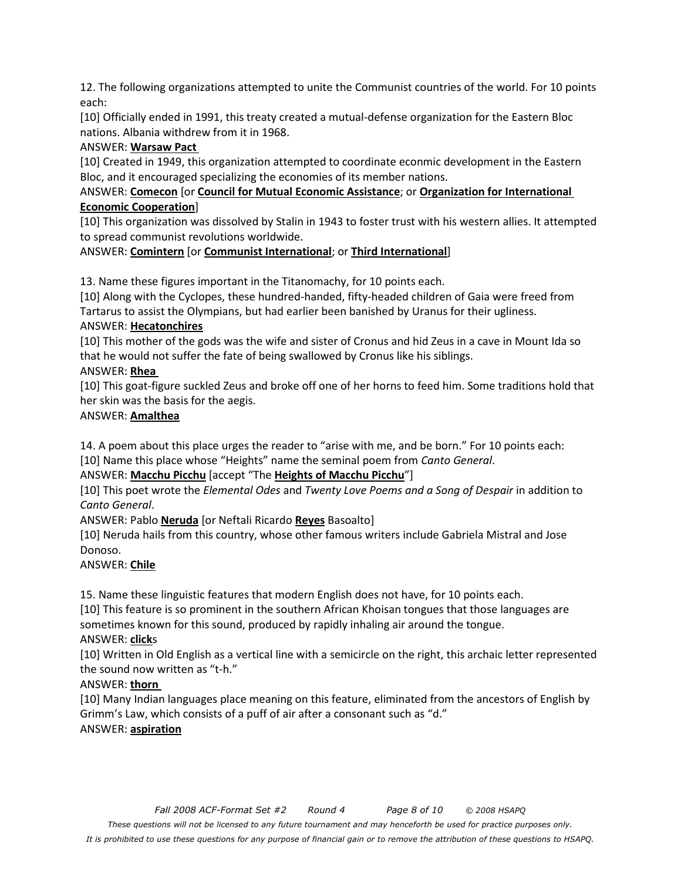12. The following organizations attempted to unite the Communist countries of the world. For 10 points each:

[10] Officially ended in 1991, this treaty created a mutual-defense organization for the Eastern Bloc nations. Albania withdrew from it in 1968.

ANSWER: **Warsaw Pact**

[10] Created in 1949, this organization attempted to coordinate econmic development in the Eastern Bloc, and it encouraged specializing the economies of its member nations.

ANSWER: **Comecon** [or **Council for Mutual Economic Assistance**; or **Organization for International Economic Cooperation**]

[10] This organization was dissolved by Stalin in 1943 to foster trust with his western allies. It attempted to spread communist revolutions worldwide.

ANSWER: **Comintern** [or **Communist International**; or **Third International**]

13. Name these figures important in the Titanomachy, for 10 points each.

[10] Along with the Cyclopes, these hundred-handed, fifty-headed children of Gaia were freed from Tartarus to assist the Olympians, but had earlier been banished by Uranus for their ugliness.

ANSWER: **Hecatonchires**

[10] This mother of the gods was the wife and sister of Cronus and hid Zeus in a cave in Mount Ida so that he would not suffer the fate of being swallowed by Cronus like his siblings.

ANSWER: **Rhea**

[10] This goat-figure suckled Zeus and broke off one of her horns to feed him. Some traditions hold that her skin was the basis for the aegis.

ANSWER: **Amalthea**

14. A poem about this place urges the reader to "arise with me, and be born." For 10 points each:

[10] Name this place whose "Heights" name the seminal poem from *Canto General*.

ANSWER: **Macchu Picchu** [accept "The **Heights of Macchu Picchu**"]

[10] This poet wrote the *Elemental Odes* and *Twenty Love Poems and a Song of Despair* in addition to *Canto General*.

ANSWER: Pablo **Neruda** [or Neftali Ricardo **Reyes** Basoalto]

[10] Neruda hails from this country, whose other famous writers include Gabriela Mistral and Jose Donoso.

ANSWER: **Chile**

15. Name these linguistic features that modern English does not have, for 10 points each.

[10] This feature is so prominent in the southern African Khoisan tongues that those languages are sometimes known for this sound, produced by rapidly inhaling air around the tongue.

ANSWER: **click**s

[10] Written in Old English as a vertical line with a semicircle on the right, this archaic letter represented the sound now written as "t-h."

ANSWER: **thorn**

[10] Many Indian languages place meaning on this feature, eliminated from the ancestors of English by Grimm's Law, which consists of a puff of air after a consonant such as "d."

ANSWER: **aspiration**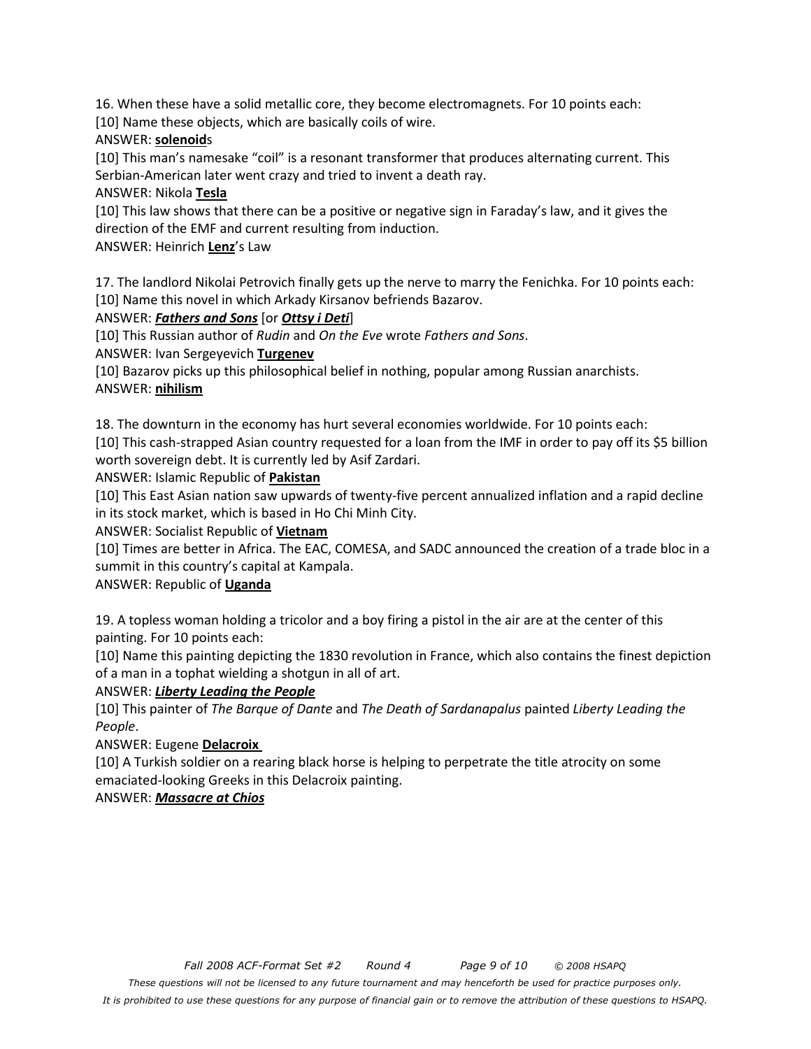16. When these have a solid metallic core, they become electromagnets. For 10 points each:

[10] Name these objects, which are basically coils of wire.

ANSWER: **solenoid**s

[10] This man's namesake "coil" is a resonant transformer that produces alternating current. This Serbian-American later went crazy and tried to invent a death ray.

ANSWER: Nikola **Tesla**

[10] This law shows that there can be a positive or negative sign in Faraday's law, and it gives the direction of the EMF and current resulting from induction.

ANSWER: Heinrich **Lenz**'s Law

17. The landlord Nikolai Petrovich finally gets up the nerve to marry the Fenichka. For 10 points each:

[10] Name this novel in which Arkady Kirsanov befriends Bazarov.

ANSWER: ***Fathers and Sons*** [or ***Ottsy i Deti***]

[10] This Russian author of *Rudin* and *On the Eve* wrote *Fathers and Sons*.

ANSWER: Ivan Sergeyevich **Turgenev**

[10] Bazarov picks up this philosophical belief in nothing, popular among Russian anarchists.

ANSWER: **nihilism**

18. The downturn in the economy has hurt several economies worldwide. For 10 points each:

[10] This cash-strapped Asian country requested for a loan from the IMF in order to pay off its $5 billion worth sovereign debt. It is currently led by Asif Zardari.

ANSWER: Islamic Republic of **Pakistan**

[10] This East Asian nation saw upwards of twenty-five percent annualized inflation and a rapid decline in its stock market, which is based in Ho Chi Minh City.

ANSWER: Socialist Republic of **Vietnam**

[10] Times are better in Africa. The EAC, COMESA, and SADC announced the creation of a trade bloc in a summit in this country's capital at Kampala.

ANSWER: Republic of **Uganda**

19. A topless woman holding a tricolor and a boy firing a pistol in the air are at the center of this painting. For 10 points each:

[10] Name this painting depicting the 1830 revolution in France, which also contains the finest depiction of a man in a tophat wielding a shotgun in all of art.

ANSWER: ***Liberty Leading the People***

[10] This painter of *The Barque of Dante* and *The Death of Sardanapalus* painted *Liberty Leading the People*.

ANSWER: Eugene **Delacroix**

[10] A Turkish soldier on a rearing black horse is helping to perpetrate the title atrocity on some emaciated-looking Greeks in this Delacroix painting.

ANSWER: ***Massacre at Chios***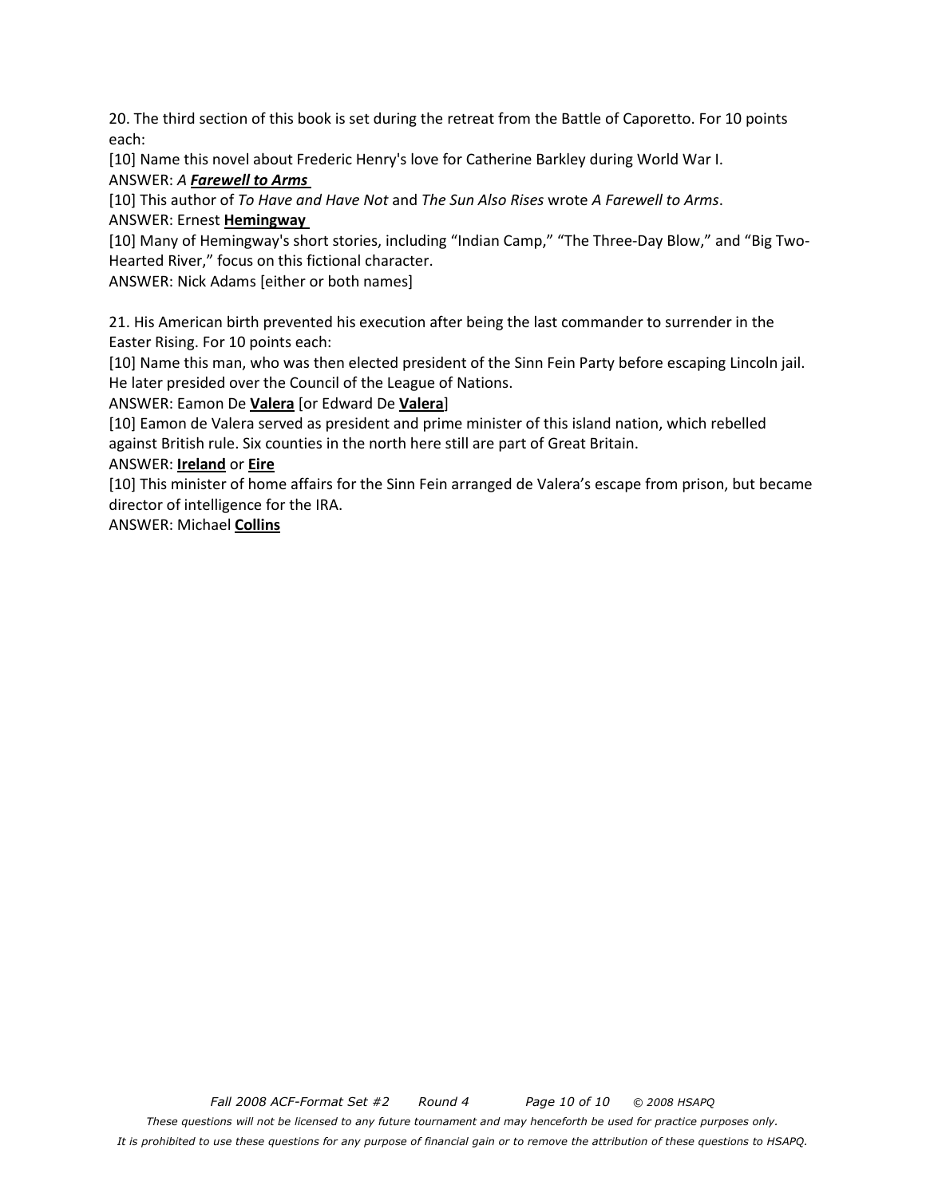20. The third section of this book is set during the retreat from the Battle of Caporetto. For 10 points each:

[10] Name this novel about Frederic Henry's love for Catherine Barkley during World War I.

ANSWER: *A* ***Farewell to Arms***

[10] This author of *To Have and Have Not* and *The Sun Also Rises* wrote *A Farewell to Arms*.

ANSWER: Ernest **Hemingway**

[10] Many of Hemingway's short stories, including "Indian Camp," "The Three-Day Blow," and "Big Two-Hearted River," focus on this fictional character.

ANSWER: Nick Adams [either or both names]

21. His American birth prevented his execution after being the last commander to surrender in the Easter Rising. For 10 points each:

[10] Name this man, who was then elected president of the Sinn Fein Party before escaping Lincoln jail. He later presided over the Council of the League of Nations.

ANSWER: Eamon De **Valera** [or Edward De **Valera**]

[10] Eamon de Valera served as president and prime minister of this island nation, which rebelled against British rule. Six counties in the north here still are part of Great Britain.

ANSWER: **Ireland** or **Eire**

[10] This minister of home affairs for the Sinn Fein arranged de Valera's escape from prison, but became director of intelligence for the IRA.

ANSWER: Michael **Collins**